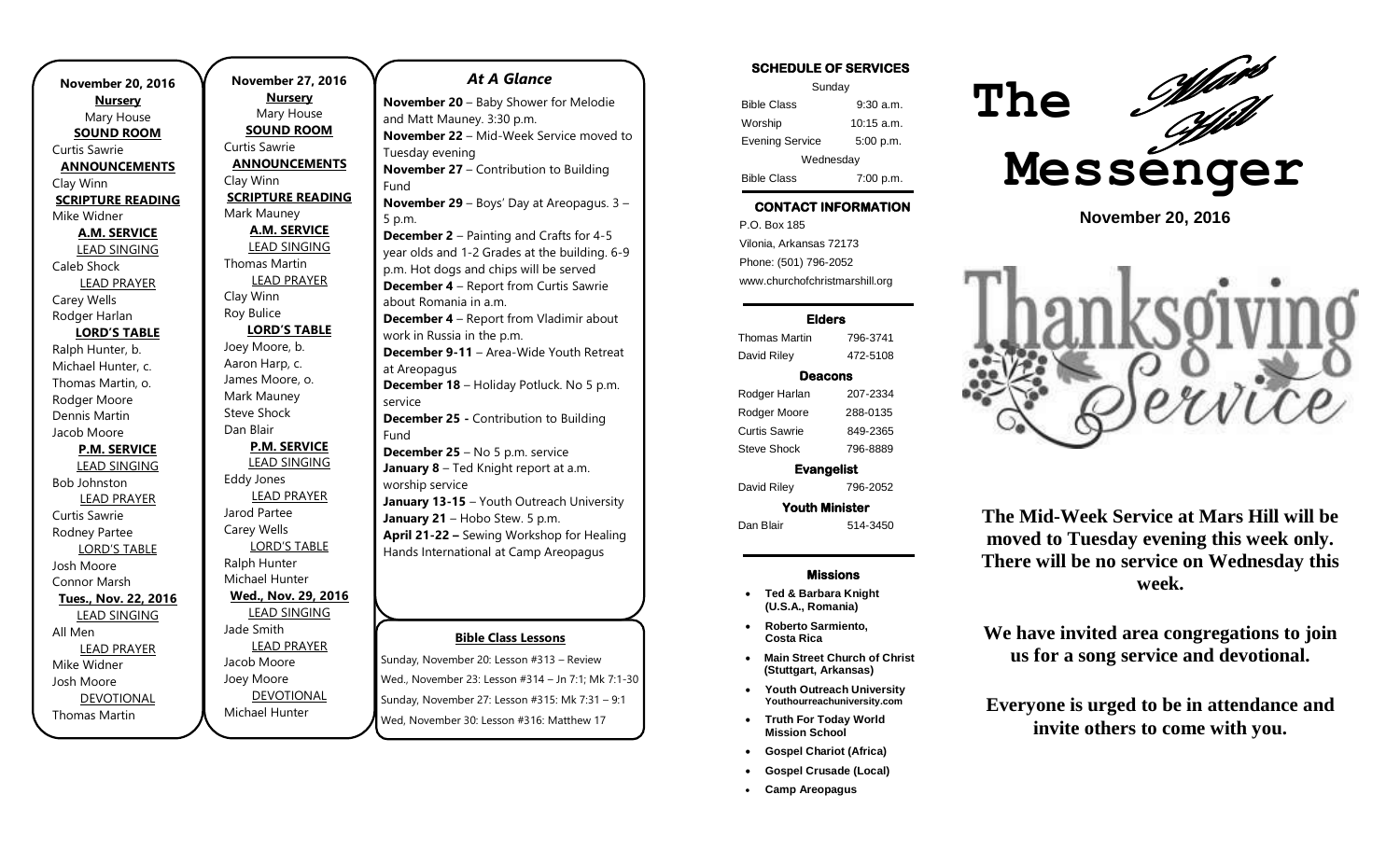**November 20, 2016**

**Nursery**

Mary House

**SOUND ROOM**

Curtis Sawrie

**ANNOUNCEMENTS**

Clay Winn

**SCRIPTURE READING**

Mike Widner

**A.M. SERVICE**

LEAD SINGING

Caleb Shock

LEAD PRAYER

Carey Wells

Rodger Harlan

**LORD'S TABLE**

Ralph Hunter, b.

Michael Hunter, c.

Thomas Martin, o.

Rodger Moore

Dennis Martin

Jacob Moore

**P.M. SERVICE**

LEAD SINGING

Bob Johnston

LEAD PRAYER

Curtis Sawrie

Rodney Partee

LORD'S TABLE

Josh Moore

Connor Marsh

**Tues., Nov. 22, 2016**

LEAD SINGING

All Men

LEAD PRAYER

Mike Widner

Josh Moore

DEVOTIONAL

Thomas Martin

**November 27, 2016**

**Nursery**

Mary House

**SOUND ROOM**

Curtis Sawrie

**ANNOUNCEMENTS**

Clay Winn

**SCRIPTURE READING**

Mark Mauney

**A.M. SERVICE**

LEAD SINGING

Thomas Martin

LEAD PRAYER

Clay Winn

Roy Bulice

**LORD'S TABLE**

Joey Moore, b.

Aaron Harp, c.

James Moore, o.

Mark Mauney

Steve Shock

Dan Blair

**P.M. SERVICE**

LEAD SINGING

Eddy Jones

LEAD PRAYER

Jarod Partee

Carey Wells

LORD'S TABLE

Ralph Hunter

Michael Hunter

**Wed., Nov. 29, 2016**

LEAD SINGING

Jade Smith

LEAD PRAYER

Jacob Moore

Joey Moore

DEVOTIONAL

Michael Hunter

## *At A Glance*

**November 20** – Baby Shower for Melodie and Matt Mauney. 3:30 p.m.

**November 22** – Mid-Week Service moved to Tuesday evening

**November 27** – Contribution to Building Fund

**November 29** – Boys' Day at Areopagus. 3 – 5 p.m.

**December 2** – Painting and Crafts for 4-5 year olds and 1-2 Grades at the building. 6-9 p.m. Hot dogs and chips will be served

**December 4** – Report from Curtis Sawrie about Romania in a.m.

**December 4** – Report from Vladimir about work in Russia in the p.m.

**December 9-11** – Area-Wide Youth Retreat at Areopagus

**December 18** – Holiday Potluck. No 5 p.m. service

**December 25 -** Contribution to Building Fund

**December 25** – No 5 p.m. service

**January 8** – Ted Knight report at a.m. worship service

**January 13-15** – Youth Outreach University

**January 21** – Hobo Stew. 5 p.m.

**April 21-22 –** Sewing Workshop for Healing Hands International at Camp Areopagus

**Bible Class Lessons**

Sunday, November 20: Lesson #313 – Review

Wed., November 23: Lesson #314 – Jn 7:1; Mk 7:1-30

Sunday, November 27: Lesson #315: Mk 7:31 – 9:1

Wed, November 30: Lesson #316: Matthew 17

**SCHEDULE OF SERVICES**

| Sunday | |
|---|---|
| Bible Class | 9:30 a.m. |
| Worship | 10:15 a.m. |
| Evening Service | 5:00 p.m. |
| Wednesday | |
| Bible Class | 7:00 p.m. |

**CONTACT INFORMATION**

P.O. Box 185

Vilonia, Arkansas 72173

Phone: (501) 796-2052

www.churchofchristmarshill.org

**Elders**

| | |
|---|---|
| Thomas Martin | 796-3741 |
| David Riley | 472-5108 |

**Deacons**

| | |
|---|---|
| Rodger Harlan | 207-2334 |
| Rodger Moore | 288-0135 |
| Curtis Sawrie | 849-2365 |
| Steve Shock | 796-8889 |

**Evangelist**

| | |
|---|---|
| David Riley | 796-2052 |

**Youth Minister**

| | |
|---|---|
| Dan Blair | 514-3450 |

**Missions**

- **Ted & Barbara Knight (U.S.A., Romania)**
- **Roberto Sarmiento, Costa Rica**
- **Main Street Church of Christ (Stuttgart, Arkansas)**
- **Youth Outreach University Youthourreachuniversity.com**
- **Truth For Today World Mission School**
- **Gospel Chariot (Africa)**
- **Gospel Crusade (Local)**
- **Camp Areopagus**

# The Mars Hill Messenger

**November 20, 2016**

Thanksgiving Service

**The Mid-Week Service at Mars Hill will be moved to Tuesday evening this week only. There will be no service on Wednesday this week.**

**We have invited area congregations to join us for a song service and devotional.**

**Everyone is urged to be in attendance and invite others to come with you.**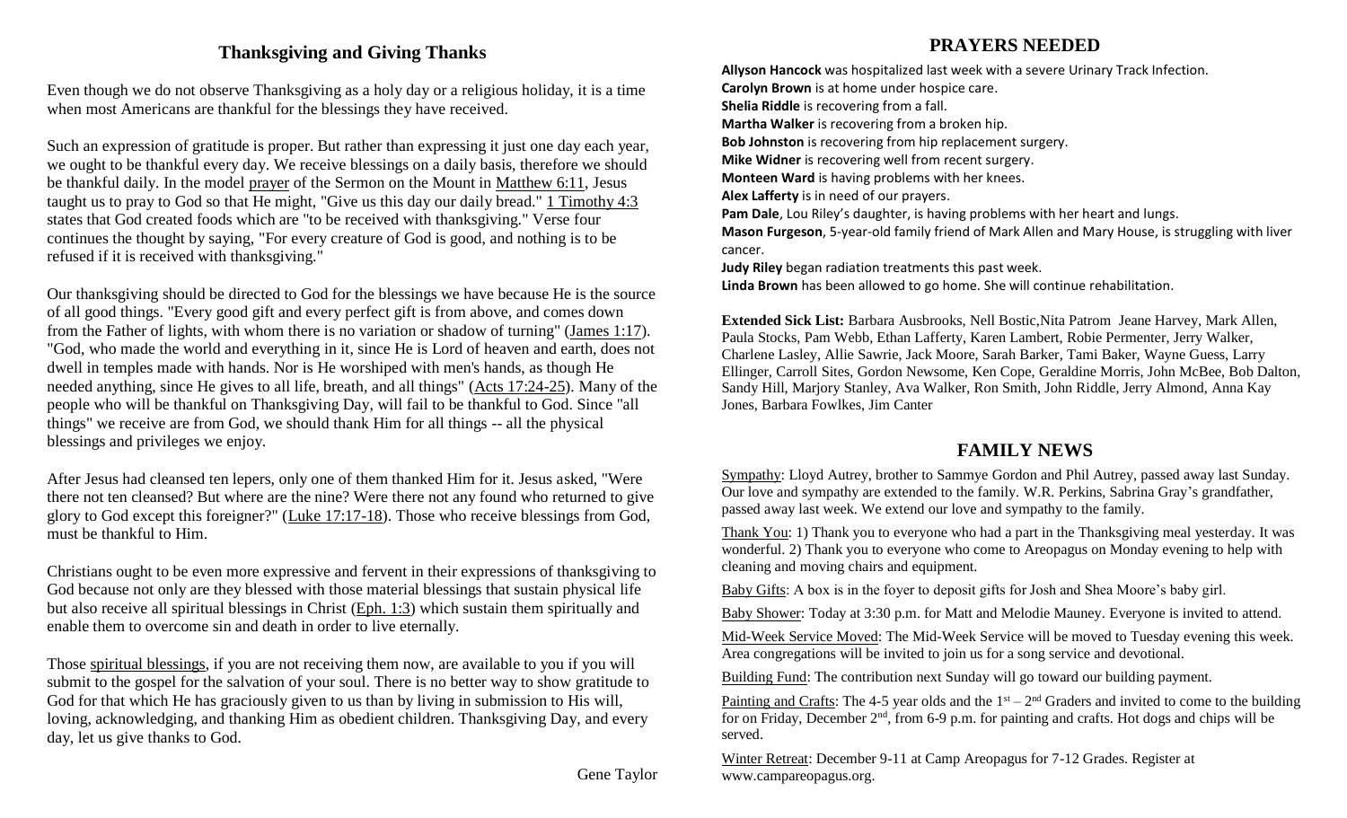## Thanksgiving and Giving Thanks

Even though we do not observe Thanksgiving as a holy day or a religious holiday, it is a time when most Americans are thankful for the blessings they have received.

Such an expression of gratitude is proper. But rather than expressing it just one day each year, we ought to be thankful every day. We receive blessings on a daily basis, therefore we should be thankful daily. In the model prayer of the Sermon on the Mount in Matthew 6:11, Jesus taught us to pray to God so that He might, "Give us this day our daily bread." 1 Timothy 4:3 states that God created foods which are "to be received with thanksgiving." Verse four continues the thought by saying, "For every creature of God is good, and nothing is to be refused if it is received with thanksgiving."

Our thanksgiving should be directed to God for the blessings we have because He is the source of all good things. "Every good gift and every perfect gift is from above, and comes down from the Father of lights, with whom there is no variation or shadow of turning" (James 1:17). "God, who made the world and everything in it, since He is Lord of heaven and earth, does not dwell in temples made with hands. Nor is He worshiped with men's hands, as though He needed anything, since He gives to all life, breath, and all things" (Acts 17:24-25). Many of the people who will be thankful on Thanksgiving Day, will fail to be thankful to God. Since "all things" we receive are from God, we should thank Him for all things -- all the physical blessings and privileges we enjoy.

After Jesus had cleansed ten lepers, only one of them thanked Him for it. Jesus asked, "Were there not ten cleansed? But where are the nine? Were there not any found who returned to give glory to God except this foreigner?" (Luke 17:17-18). Those who receive blessings from God, must be thankful to Him.

Christians ought to be even more expressive and fervent in their expressions of thanksgiving to God because not only are they blessed with those material blessings that sustain physical life but also receive all spiritual blessings in Christ (Eph. 1:3) which sustain them spiritually and enable them to overcome sin and death in order to live eternally.

Those spiritual blessings, if you are not receiving them now, are available to you if you will submit to the gospel for the salvation of your soul. There is no better way to show gratitude to God for that which He has graciously given to us than by living in submission to His will, loving, acknowledging, and thanking Him as obedient children. Thanksgiving Day, and every day, let us give thanks to God.

Gene Taylor

## PRAYERS NEEDED

**Allyson Hancock** was hospitalized last week with a severe Urinary Track Infection.
**Carolyn Brown** is at home under hospice care.
**Shelia Riddle** is recovering from a fall.
**Martha Walker** is recovering from a broken hip.
**Bob Johnston** is recovering from hip replacement surgery.
**Mike Widner** is recovering well from recent surgery.
**Monteen Ward** is having problems with her knees.
**Alex Lafferty** is in need of our prayers.
**Pam Dale**, Lou Riley's daughter, is having problems with her heart and lungs.
**Mason Furgeson**, 5-year-old family friend of Mark Allen and Mary House, is struggling with liver cancer.
**Judy Riley** began radiation treatments this past week.
**Linda Brown** has been allowed to go home. She will continue rehabilitation.

**Extended Sick List:** Barbara Ausbrooks, Nell Bostic,Nita Patrom Jeane Harvey, Mark Allen, Paula Stocks, Pam Webb, Ethan Lafferty, Karen Lambert, Robie Permenter, Jerry Walker, Charlene Lasley, Allie Sawrie, Jack Moore, Sarah Barker, Tami Baker, Wayne Guess, Larry Ellinger, Carroll Sites, Gordon Newsome, Ken Cope, Geraldine Morris, John McBee, Bob Dalton, Sandy Hill, Marjory Stanley, Ava Walker, Ron Smith, John Riddle, Jerry Almond, Anna Kay Jones, Barbara Fowlkes, Jim Canter

## FAMILY NEWS

Sympathy: Lloyd Autrey, brother to Sammye Gordon and Phil Autrey, passed away last Sunday. Our love and sympathy are extended to the family. W.R. Perkins, Sabrina Gray's grandfather, passed away last week. We extend our love and sympathy to the family.

Thank You: 1) Thank you to everyone who had a part in the Thanksgiving meal yesterday. It was wonderful. 2) Thank you to everyone who come to Areopagus on Monday evening to help with cleaning and moving chairs and equipment.

Baby Gifts: A box is in the foyer to deposit gifts for Josh and Shea Moore's baby girl.

Baby Shower: Today at 3:30 p.m. for Matt and Melodie Mauney. Everyone is invited to attend.

Mid-Week Service Moved: The Mid-Week Service will be moved to Tuesday evening this week. Area congregations will be invited to join us for a song service and devotional.

Building Fund: The contribution next Sunday will go toward our building payment.

Painting and Crafts: The 4-5 year olds and the 1st – 2nd Graders and invited to come to the building for on Friday, December 2nd, from 6-9 p.m. for painting and crafts. Hot dogs and chips will be served.

Winter Retreat: December 9-11 at Camp Areopagus for 7-12 Grades. Register at www.campareopagus.org.